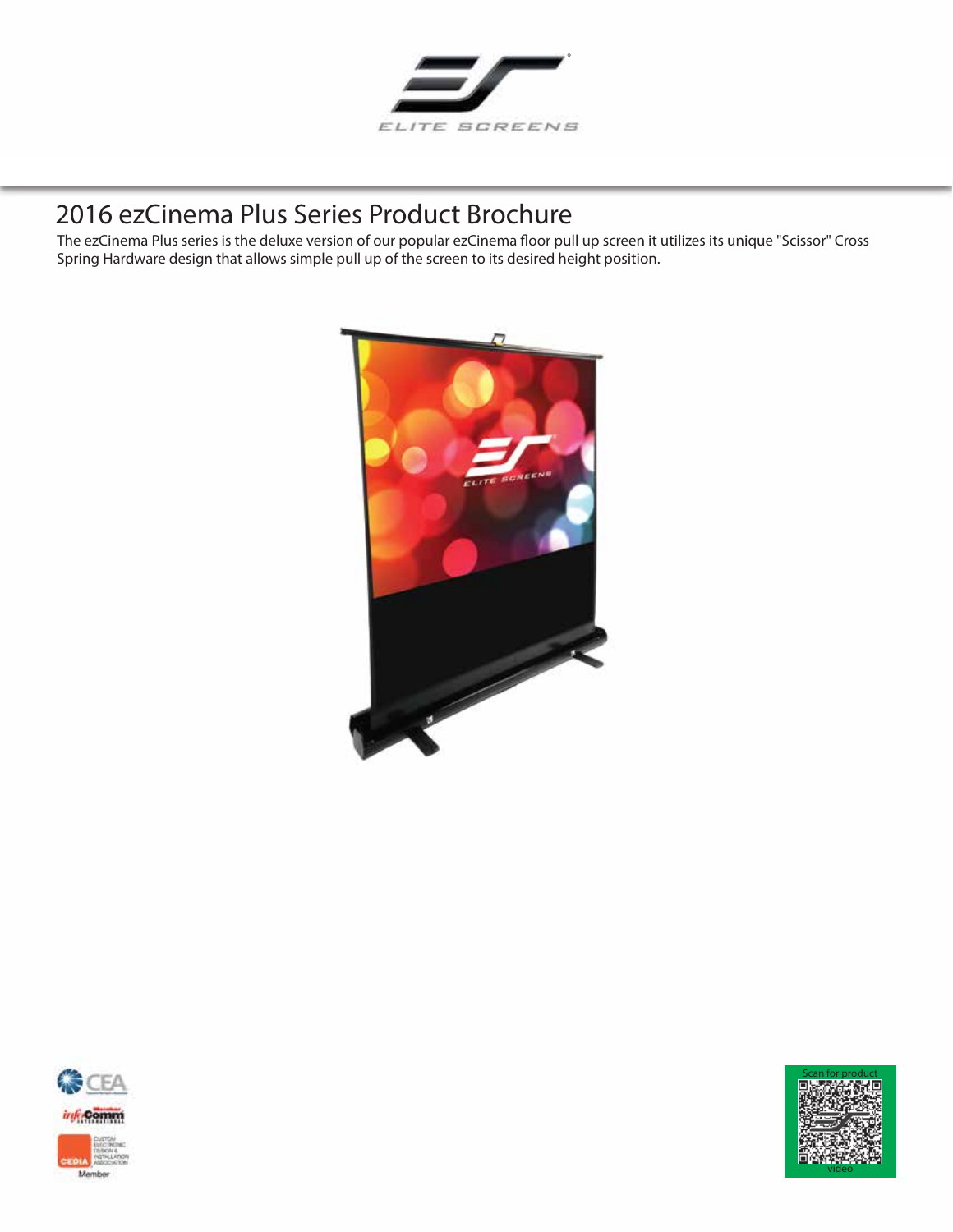# 2016 ezCinema Plus Series Product Brochure

The ezCinema Plus series is the deluxe version of our popular ezCinema floor pull up screen it utilizes its unique "Scissor" Cross Spring Hardware design that allows simple pull up of the screen to its desired height position.

Scan for product video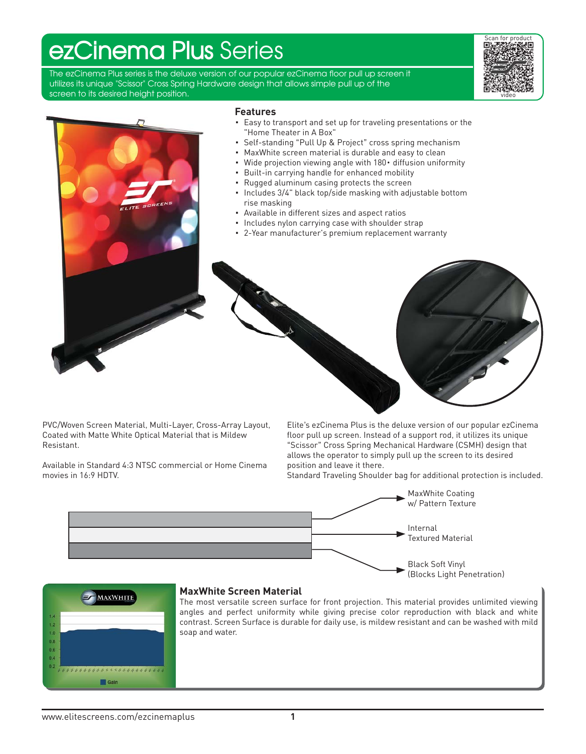# ezCinema Plus Series

The ezCinema Plus series is the deluxe version of our popular ezCinema floor pull up screen it utilizes its unique "Scissor" Cross Spring Hardware design that allows simple pull up of the screen to its desired height position.

Scan for product video

## Features

- Easy to transport and set up for traveling presentations or the "Home Theater in A Box"
- Self-standing "Pull Up & Project" cross spring mechanism
- MaxWhite screen material is durable and easy to clean
- Wide projection viewing angle with 180• diffusion uniformity
- Built-in carrying handle for enhanced mobility
- Rugged aluminum casing protects the screen
- Includes 3/4" black top/side masking with adjustable bottom rise masking
- Available in different sizes and aspect ratios
- Includes nylon carrying case with shoulder strap
- 2-Year manufacturer's premium replacement warranty

PVC/Woven Screen Material, Multi-Layer, Cross-Array Layout, Coated with Matte White Optical Material that is Mildew Resistant.

Available in Standard 4:3 NTSC commercial or Home Cinema movies in 16:9 HDTV.

Elite's ezCinema Plus is the deluxe version of our popular ezCinema floor pull up screen. Instead of a support rod, it utilizes its unique "Scissor" Cross Spring Mechanical Hardware (CSMH) design that allows the operator to simply pull up the screen to its desired position and leave it there.
Standard Traveling Shoulder bag for additional protection is included.

MaxWhite Coating w/ Pattern Texture

Internal Textured Material

Black Soft Vinyl (Blocks Light Penetration)

## MaxWhite Screen Material

The most versatile screen surface for front projection. This material provides unlimited viewing angles and perfect uniformity while giving precise color reproduction with black and white contrast. Screen Surface is durable for daily use, is mildew resistant and can be washed with mild soap and water.

www.elitescreens.com/ezcinemaplus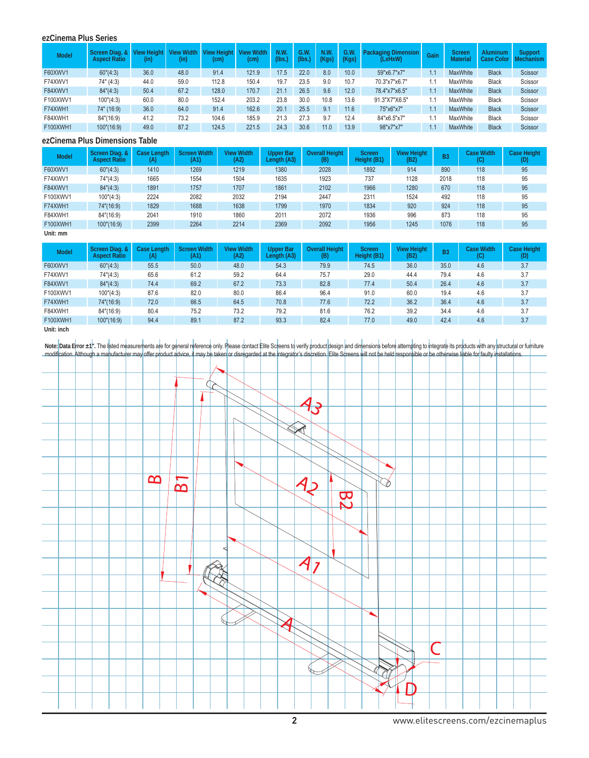## ezCinema Plus Series

| Model | Screen Diag. & Aspect Ratio | View Height (in) | View Width (in) | View Height (cm) | View Width (cm) | N.W. (lbs.) | G.W. (lbs.) | N.W. (Kgs) | G.W. (Kgs) | Packaging Dimension (LxHxW) | Gain | Screen Material | Aluminum Case Color | Support Mechanism |
|---|---|---|---|---|---|---|---|---|---|---|---|---|---|---|
| F60XWV1 | 60"(4:3) | 36.0 | 48.0 | 91.4 | 121.9 | 17.5 | 22.0 | 8.0 | 10.0 | 59"x6.7"x7" | 1.1 | MaxWhite | Black | Scissor |
| F74XWV1 | 74" (4:3) | 44.0 | 59.0 | 112.8 | 150.4 | 19.7 | 23.5 | 9.0 | 10.7 | 70.3"x7"x6.7" | 1.1 | MaxWhite | Black | Scissor |
| F84XWV1 | 84"(4:3) | 50.4 | 67.2 | 128.0 | 170.7 | 21.1 | 26.5 | 9.6 | 12.0 | 78.4"x7"x6.5" | 1.1 | MaxWhite | Black | Scissor |
| F100XWV1 | 100"(4:3) | 60.0 | 80.0 | 152.4 | 203.2 | 23.8 | 30.0 | 10.8 | 13.6 | 91.3"X7"X6.5" | 1.1 | MaxWhite | Black | Scissor |
| F74XWH1 | 74" (16:9) | 36.0 | 64.0 | 91.4 | 162.6 | 20.1 | 25.5 | 9.1 | 11.6 | 75"x6"x7" | 1.1 | MaxWhite | Black | Scissor |
| F84XWH1 | 84"(16:9) | 41.2 | 73.2 | 104.6 | 185.9 | 21.3 | 27.3 | 9.7 | 12.4 | 84"x6.5"x7" | 1.1 | MaxWhite | Black | Scissor |
| F100XWH1 | 100"(16:9) | 49.0 | 87.2 | 124.5 | 221.5 | 24.3 | 30.6 | 11.0 | 13.9 | 98"x7"x7" | 1.1 | MaxWhite | Black | Scissor |

## ezCinema Plus Dimensions Table

| Model | Screen Diag. & Aspect Ratio | Case Length (A) | Screen Width (A1) | View Width (A2) | Upper Bar Length (A3) | Overall Height (B) | Screen Height (B1) | View Height (B2) | B3 | Case Width (C) | Case Height (D) |
|---|---|---|---|---|---|---|---|---|---|---|---|
| F60XWV1 | 60"(4:3) | 1410 | 1269 | 1219 | 1380 | 2028 | 1892 | 914 | 890 | 118 | 95 |
| F74XWV1 | 74"(4:3) | 1665 | 1554 | 1504 | 1635 | 1923 | 737 | 1128 | 2018 | 118 | 95 |
| F84XWV1 | 84"(4:3) | 1891 | 1757 | 1707 | 1861 | 2102 | 1966 | 1280 | 670 | 118 | 95 |
| F100XWV1 | 100"(4:3) | 2224 | 2082 | 2032 | 2194 | 2447 | 2311 | 1524 | 492 | 118 | 95 |
| F74XWH1 | 74"(16:9) | 1829 | 1688 | 1638 | 1799 | 1970 | 1834 | 920 | 924 | 118 | 95 |
| F84XWH1 | 84"(16:9) | 2041 | 1910 | 1860 | 2011 | 2072 | 1936 | 996 | 873 | 118 | 95 |
| F100XWH1 | 100"(16:9) | 2399 | 2264 | 2214 | 2369 | 2092 | 1956 | 1245 | 1076 | 118 | 95 |

**Unit: mm**

| Model | Screen Diag. & Aspect Ratio | Case Length (A) | Screen Width (A1) | View Width (A2) | Upper Bar Length (A3) | Overall Height (B) | Screen Height (B1) | View Height (B2) | B3 | Case Width (C) | Case Height (D) |
|---|---|---|---|---|---|---|---|---|---|---|---|
| F60XWV1 | 60"(4:3) | 55.5 | 50.0 | 48.0 | 54.3 | 79.9 | 74.5 | 36.0 | 35.0 | 4.6 | 3.7 |
| F74XWV1 | 74"(4:3) | 65.6 | 61.2 | 59.2 | 64.4 | 75.7 | 29.0 | 44.4 | 79.4 | 4.6 | 3.7 |
| F84XWV1 | 84"(4:3) | 74.4 | 69.2 | 67.2 | 73.3 | 82.8 | 77.4 | 50.4 | 26.4 | 4.6 | 3.7 |
| F100XWV1 | 100"(4:3) | 87.6 | 82.0 | 80.0 | 86.4 | 96.4 | 91.0 | 60.0 | 19.4 | 4.6 | 3.7 |
| F74XWH1 | 74"(16:9) | 72.0 | 66.5 | 64.5 | 70.8 | 77.6 | 72.2 | 36.2 | 36.4 | 4.6 | 3.7 |
| F84XWH1 | 84"(16:9) | 80.4 | 75.2 | 73.2 | 79.2 | 81.6 | 76.2 | 39.2 | 34.4 | 4.6 | 3.7 |
| F100XWH1 | 100"(16:9) | 94.4 | 89.1 | 87.2 | 93.3 | 82.4 | 77.0 | 49.0 | 42.4 | 4.6 | 3.7 |

**Unit: inch**

**Note: Data Error ±1".** The listed measurements are for general reference only. Please contact Elite Screens to verify product design and dimensions before attempting to integrate its products with any structural or furniture modification. Although a manufacturer may offer product advice, it may be taken or disregarded at the integrator's discretion. Elite Screens will not be held responsible or be otherwise liable for faulty installations.

A3
B
B1
A2
B2
A1
A
C
D

www.elitescreens.com/ezcinemaplus